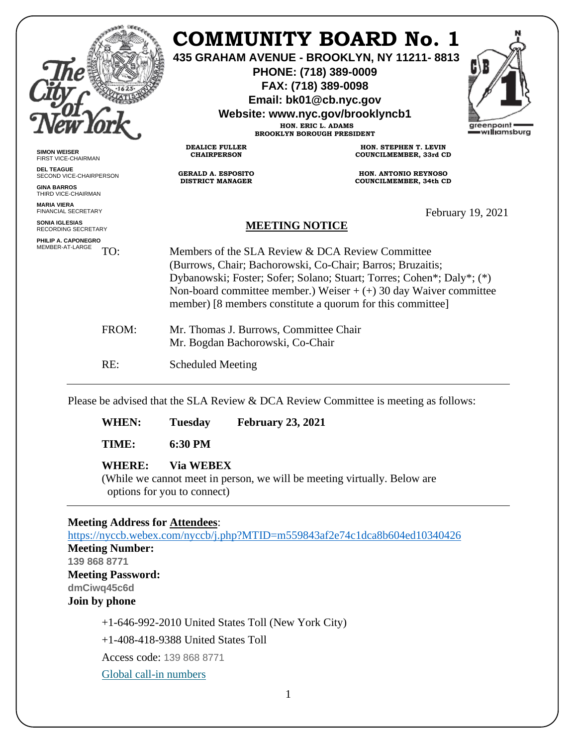# COMMUNITY BOARD No. 1

**435 GRAHAM AVENUE - BROOKLYN, NY 11211- 8813**
**PHONE: (718) 389-0009**
**FAX: (718) 389-0098**
**Email: bk01@cb.nyc.gov**
**Website: www.nyc.gov/brooklyncb1**

**HON. ERIC L. ADAMS**
**BROOKLYN BOROUGH PRESIDENT**

**DEALICE FULLER**
**CHAIRPERSON**

**HON. STEPHEN T. LEVIN**
**COUNCILMEMBER, 33rd CD**

**GERALD A. ESPOSITO**
**DISTRICT MANAGER**

**HON. ANTONIO REYNOSO**
**COUNCILMEMBER, 34th CD**

**SIMON WEISER**
FIRST VICE-CHAIRMAN

**DEL TEAGUE**
SECOND VICE-CHAIRPERSON

**GINA BARROS**
THIRD VICE-CHAIRMAN

**MARIA VIERA**
FINANCIAL SECRETARY

**SONIA IGLESIAS**
RECORDING SECRETARY

**PHILIP A. CAPONEGRO**
MEMBER-AT-LARGE

February 19, 2021

## MEETING NOTICE

TO: Members of the SLA Review & DCA Review Committee (Burrows, Chair; Bachorowski, Co-Chair; Barros; Bruzaitis; Dybanowski; Foster; Sofer; Solano; Stuart; Torres; Cohen*; Daly*; (*) Non-board committee member.) Weiser + (+) 30 day Waiver committee member) [8 members constitute a quorum for this committee]

FROM: Mr. Thomas J. Burrows, Committee Chair
Mr. Bogdan Bachorowski, Co-Chair

RE: Scheduled Meeting

---

Please be advised that the SLA Review & DCA Review Committee is meeting as follows:

**WHEN:** **Tuesday** **February 23, 2021**

**TIME:** **6:30 PM**

**WHERE:** **Via WEBEX**
(While we cannot meet in person, we will be meeting virtually. Below are options for you to connect)

---

**Meeting Address for Attendees**:
https://nyccb.webex.com/nyccb/j.php?MTID=m559843af2e74c1dca8b604ed10340426
**Meeting Number:**
**139 868 8771**
**Meeting Password:**
**dmCiwq45c6d**
**Join by phone**

+1-646-992-2010 United States Toll (New York City)

+1-408-418-9388 United States Toll

Access code: 139 868 8771

Global call-in numbers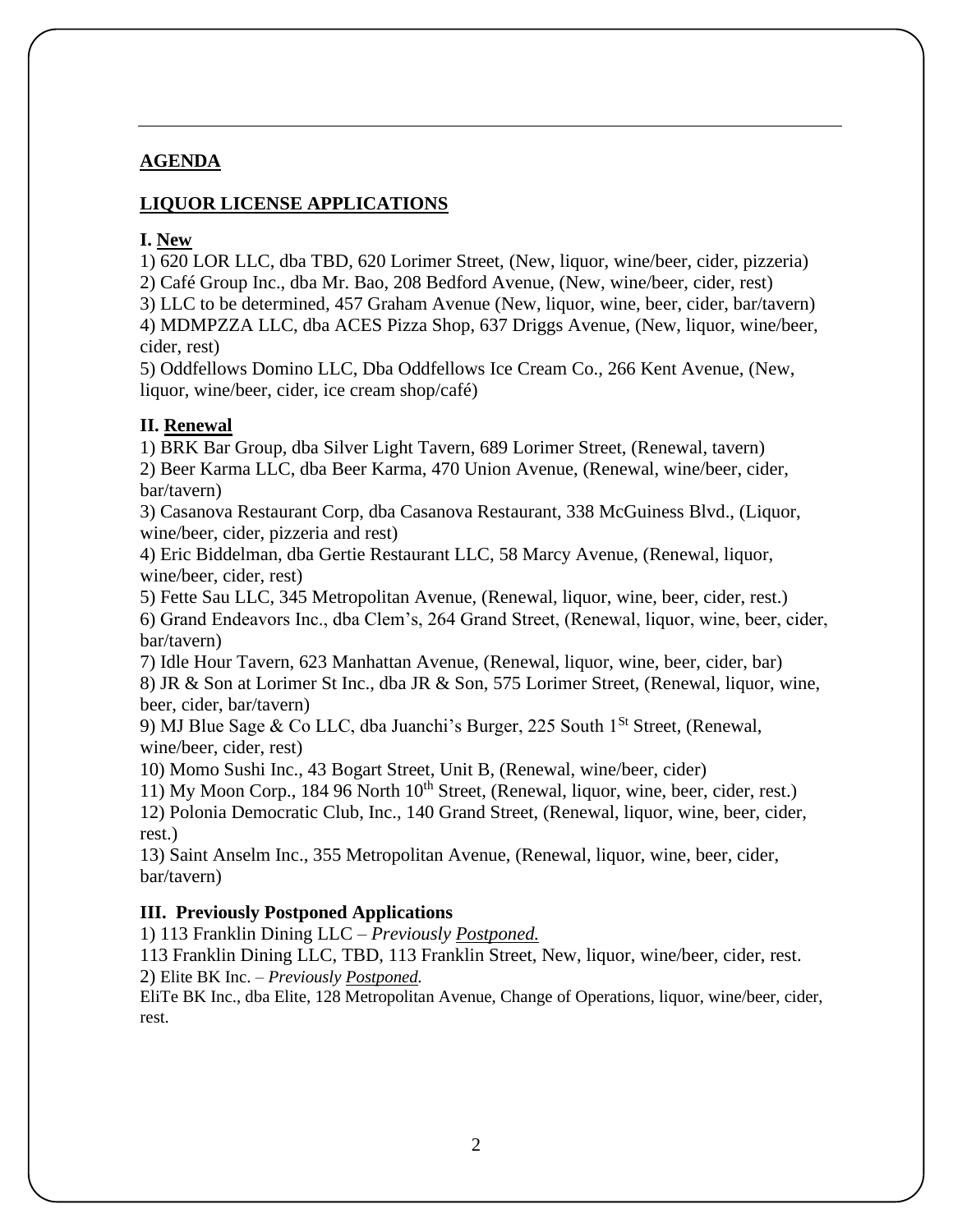## AGENDA

## LIQUOR LICENSE APPLICATIONS

### I. New

1) 620 LOR LLC, dba TBD, 620 Lorimer Street, (New, liquor, wine/beer, cider, pizzeria)
2) Café Group Inc., dba Mr. Bao, 208 Bedford Avenue, (New, wine/beer, cider, rest)
3) LLC to be determined, 457 Graham Avenue (New, liquor, wine, beer, cider, bar/tavern)
4) MDMPZZA LLC, dba ACES Pizza Shop, 637 Driggs Avenue, (New, liquor, wine/beer, cider, rest)
5) Oddfellows Domino LLC, Dba Oddfellows Ice Cream Co., 266 Kent Avenue, (New, liquor, wine/beer, cider, ice cream shop/café)

### II. Renewal

1) BRK Bar Group, dba Silver Light Tavern, 689 Lorimer Street, (Renewal, tavern)
2) Beer Karma LLC, dba Beer Karma, 470 Union Avenue, (Renewal, wine/beer, cider, bar/tavern)
3) Casanova Restaurant Corp, dba Casanova Restaurant, 338 McGuiness Blvd., (Liquor, wine/beer, cider, pizzeria and rest)
4) Eric Biddelman, dba Gertie Restaurant LLC, 58 Marcy Avenue, (Renewal, liquor, wine/beer, cider, rest)
5) Fette Sau LLC, 345 Metropolitan Avenue, (Renewal, liquor, wine, beer, cider, rest.)
6) Grand Endeavors Inc., dba Clem's, 264 Grand Street, (Renewal, liquor, wine, beer, cider, bar/tavern)
7) Idle Hour Tavern, 623 Manhattan Avenue, (Renewal, liquor, wine, beer, cider, bar)
8) JR & Son at Lorimer St Inc., dba JR & Son, 575 Lorimer Street, (Renewal, liquor, wine, beer, cider, bar/tavern)
9) MJ Blue Sage & Co LLC, dba Juanchi's Burger, 225 South 1St Street, (Renewal, wine/beer, cider, rest)
10) Momo Sushi Inc., 43 Bogart Street, Unit B, (Renewal, wine/beer, cider)
11) My Moon Corp., 184 96 North 10th Street, (Renewal, liquor, wine, beer, cider, rest.)
12) Polonia Democratic Club, Inc., 140 Grand Street, (Renewal, liquor, wine, beer, cider, rest.)
13) Saint Anselm Inc., 355 Metropolitan Avenue, (Renewal, liquor, wine, beer, cider, bar/tavern)

### III. Previously Postponed Applications

1) 113 Franklin Dining LLC – *Previously Postponed.*
113 Franklin Dining LLC, TBD, 113 Franklin Street, New, liquor, wine/beer, cider, rest.
2) Elite BK Inc. – *Previously Postponed.*
EliTe BK Inc., dba Elite, 128 Metropolitan Avenue, Change of Operations, liquor, wine/beer, cider, rest.